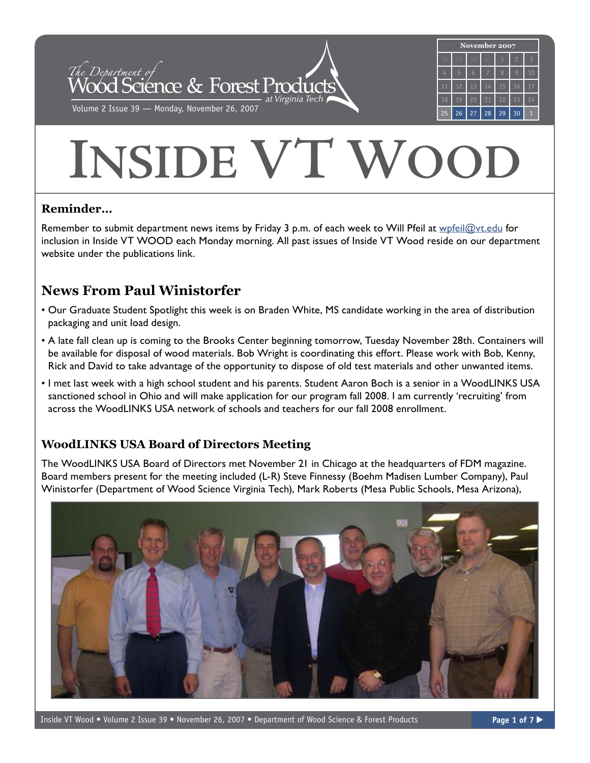The Department of Wood Science & Forest Products at Virginia Tech

Volume 2 Issue 39 — Monday, November 26, 2007

# INSIDE VT WOOD

### Reminder...

Remember to submit department news items by Friday 3 p.m. of each week to Will Pfeil at wpfeil@vt.edu for inclusion in Inside VT WOOD each Monday morning. All past issues of Inside VT Wood reside on our department website under the publications link.

## News From Paul Winistorfer

- Our Graduate Student Spotlight this week is on Braden White, MS candidate working in the area of distribution packaging and unit load design.
- A late fall clean up is coming to the Brooks Center beginning tomorrow, Tuesday November 28th. Containers will be available for disposal of wood materials. Bob Wright is coordinating this effort. Please work with Bob, Kenny, Rick and David to take advantage of the opportunity to dispose of old test materials and other unwanted items.
- I met last week with a high school student and his parents. Student Aaron Boch is a senior in a WoodLINKS USA sanctioned school in Ohio and will make application for our program fall 2008. I am currently 'recruiting' from across the WoodLINKS USA network of schools and teachers for our fall 2008 enrollment.

### WoodLINKS USA Board of Directors Meeting

The WoodLINKS USA Board of Directors met November 21 in Chicago at the headquarters of FDM magazine. Board members present for the meeting included (L-R) Steve Finnessy (Boehm Madisen Lumber Company), Paul Winistorfer (Department of Wood Science Virginia Tech), Mark Roberts (Mesa Public Schools, Mesa Arizona),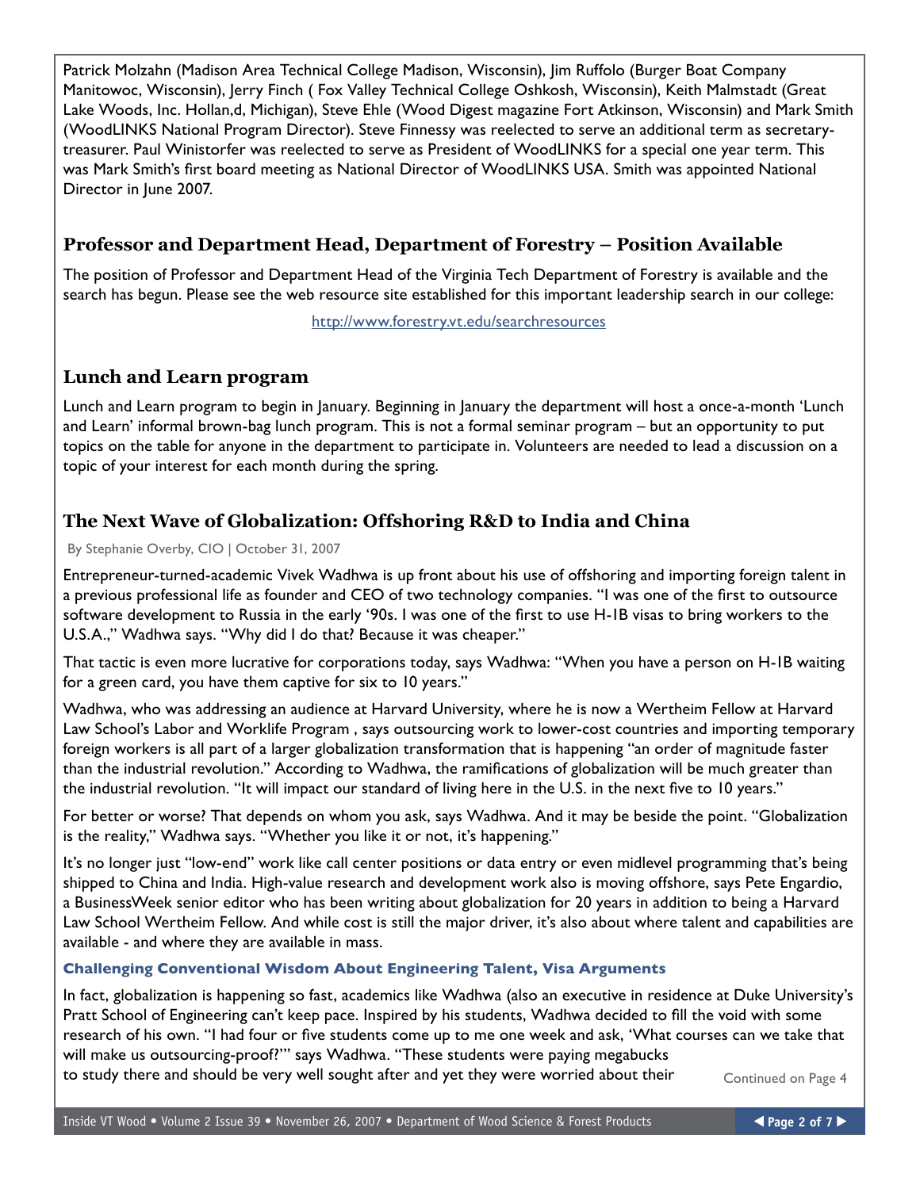Patrick Molzahn (Madison Area Technical College Madison, Wisconsin), Jim Ruffolo (Burger Boat Company Manitowoc, Wisconsin), Jerry Finch ( Fox Valley Technical College Oshkosh, Wisconsin), Keith Malmstadt (Great Lake Woods, Inc. Hollan,d, Michigan), Steve Ehle (Wood Digest magazine Fort Atkinson, Wisconsin) and Mark Smith (WoodLINKS National Program Director). Steve Finnessy was reelected to serve an additional term as secretary-treasurer. Paul Winistorfer was reelected to serve as President of WoodLINKS for a special one year term. This was Mark Smith's first board meeting as National Director of WoodLINKS USA. Smith was appointed National Director in June 2007.

## Professor and Department Head, Department of Forestry – Position Available

The position of Professor and Department Head of the Virginia Tech Department of Forestry is available and the search has begun. Please see the web resource site established for this important leadership search in our college:

http://www.forestry.vt.edu/searchresources

## Lunch and Learn program

Lunch and Learn program to begin in January. Beginning in January the department will host a once-a-month 'Lunch and Learn' informal brown-bag lunch program. This is not a formal seminar program – but an opportunity to put topics on the table for anyone in the department to participate in. Volunteers are needed to lead a discussion on a topic of your interest for each month during the spring.

## The Next Wave of Globalization: Offshoring R&D to India and China

By Stephanie Overby, CIO | October 31, 2007

Entrepreneur-turned-academic Vivek Wadhwa is up front about his use of offshoring and importing foreign talent in a previous professional life as founder and CEO of two technology companies. "I was one of the first to outsource software development to Russia in the early '90s. I was one of the first to use H-1B visas to bring workers to the U.S.A.," Wadhwa says. "Why did I do that? Because it was cheaper."

That tactic is even more lucrative for corporations today, says Wadhwa: "When you have a person on H-1B waiting for a green card, you have them captive for six to 10 years."

Wadhwa, who was addressing an audience at Harvard University, where he is now a Wertheim Fellow at Harvard Law School's Labor and Worklife Program , says outsourcing work to lower-cost countries and importing temporary foreign workers is all part of a larger globalization transformation that is happening "an order of magnitude faster than the industrial revolution." According to Wadhwa, the ramifications of globalization will be much greater than the industrial revolution. "It will impact our standard of living here in the U.S. in the next five to 10 years."

For better or worse? That depends on whom you ask, says Wadhwa. And it may be beside the point. "Globalization is the reality," Wadhwa says. "Whether you like it or not, it's happening."

It's no longer just "low-end" work like call center positions or data entry or even midlevel programming that's being shipped to China and India. High-value research and development work also is moving offshore, says Pete Engardio, a BusinessWeek senior editor who has been writing about globalization for 20 years in addition to being a Harvard Law School Wertheim Fellow. And while cost is still the major driver, it's also about where talent and capabilities are available - and where they are available in mass.

### Challenging Conventional Wisdom About Engineering Talent, Visa Arguments

In fact, globalization is happening so fast, academics like Wadhwa (also an executive in residence at Duke University's Pratt School of Engineering can't keep pace. Inspired by his students, Wadhwa decided to fill the void with some research of his own. "I had four or five students come up to me one week and ask, 'What courses can we take that will make us outsourcing-proof?'" says Wadhwa. "These students were paying megabucks to study there and should be very well sought after and yet they were worried about their

Continued on Page 4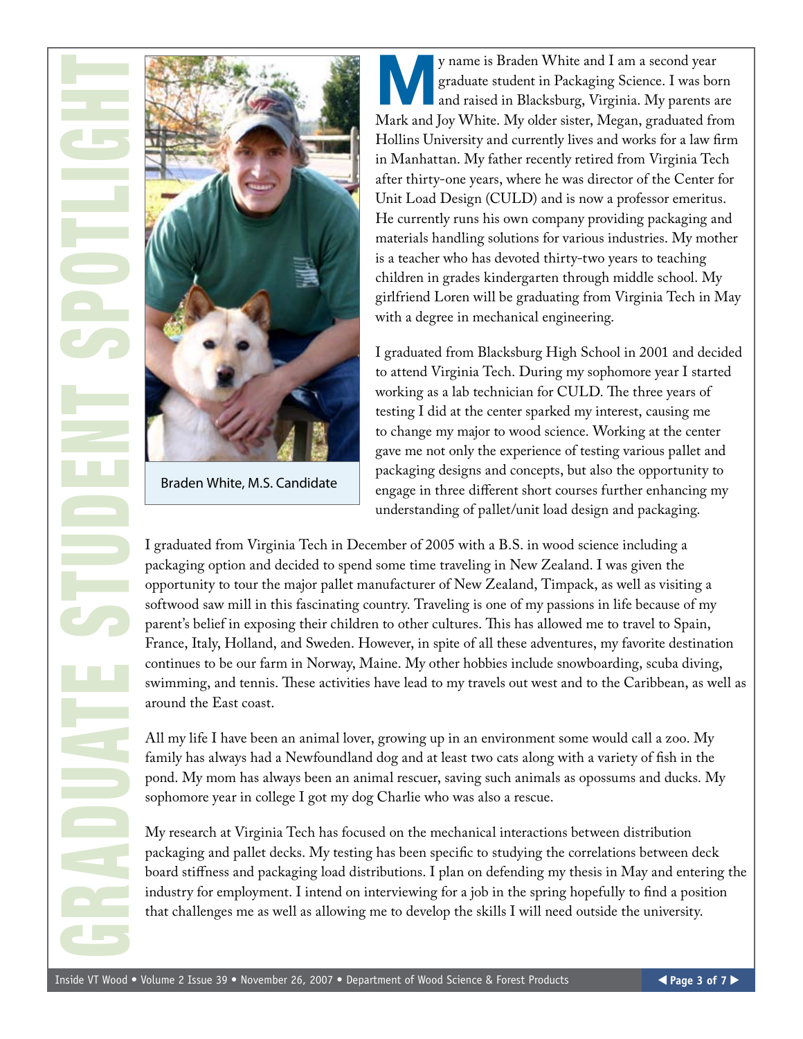# GRADUATE STUDENT SPOTLIGHT

Braden White, M.S. Candidate

My name is Braden White and I am a second year graduate student in Packaging Science. I was born and raised in Blacksburg, Virginia. My parents are Mark and Joy White. My older sister, Megan, graduated from Hollins University and currently lives and works for a law firm in Manhattan. My father recently retired from Virginia Tech after thirty-one years, where he was director of the Center for Unit Load Design (CULD) and is now a professor emeritus. He currently runs his own company providing packaging and materials handling solutions for various industries. My mother is a teacher who has devoted thirty-two years to teaching children in grades kindergarten through middle school. My girlfriend Loren will be graduating from Virginia Tech in May with a degree in mechanical engineering.

I graduated from Blacksburg High School in 2001 and decided to attend Virginia Tech. During my sophomore year I started working as a lab technician for CULD. The three years of testing I did at the center sparked my interest, causing me to change my major to wood science. Working at the center gave me not only the experience of testing various pallet and packaging designs and concepts, but also the opportunity to engage in three different short courses further enhancing my understanding of pallet/unit load design and packaging.

I graduated from Virginia Tech in December of 2005 with a B.S. in wood science including a packaging option and decided to spend some time traveling in New Zealand. I was given the opportunity to tour the major pallet manufacturer of New Zealand, Timpack, as well as visiting a softwood saw mill in this fascinating country. Traveling is one of my passions in life because of my parent's belief in exposing their children to other cultures. This has allowed me to travel to Spain, France, Italy, Holland, and Sweden. However, in spite of all these adventures, my favorite destination continues to be our farm in Norway, Maine. My other hobbies include snowboarding, scuba diving, swimming, and tennis. These activities have lead to my travels out west and to the Caribbean, as well as around the East coast.

All my life I have been an animal lover, growing up in an environment some would call a zoo. My family has always had a Newfoundland dog and at least two cats along with a variety of fish in the pond. My mom has always been an animal rescuer, saving such animals as opossums and ducks. My sophomore year in college I got my dog Charlie who was also a rescue.

My research at Virginia Tech has focused on the mechanical interactions between distribution packaging and pallet decks. My testing has been specific to studying the correlations between deck board stiffness and packaging load distributions. I plan on defending my thesis in May and entering the industry for employment. I intend on interviewing for a job in the spring hopefully to find a position that challenges me as well as allowing me to develop the skills I will need outside the university.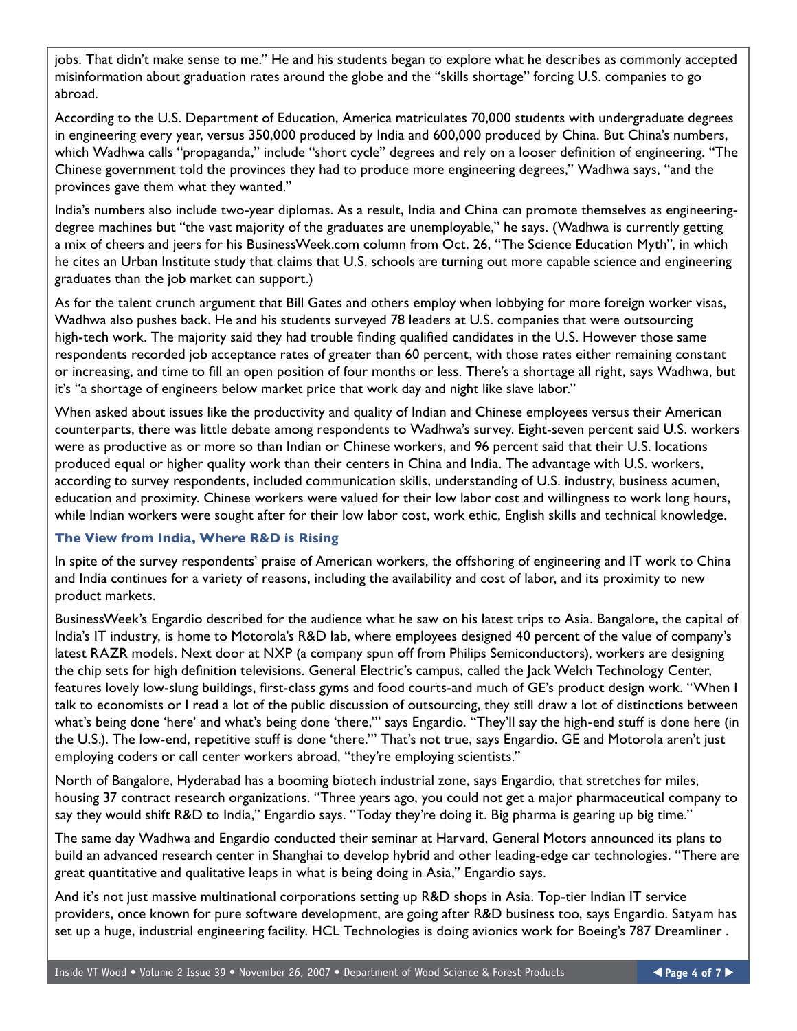jobs. That didn't make sense to me." He and his students began to explore what he describes as commonly accepted misinformation about graduation rates around the globe and the "skills shortage" forcing U.S. companies to go abroad.

According to the U.S. Department of Education, America matriculates 70,000 students with undergraduate degrees in engineering every year, versus 350,000 produced by India and 600,000 produced by China. But China's numbers, which Wadhwa calls "propaganda," include "short cycle" degrees and rely on a looser definition of engineering. "The Chinese government told the provinces they had to produce more engineering degrees," Wadhwa says, "and the provinces gave them what they wanted."

India's numbers also include two-year diplomas. As a result, India and China can promote themselves as engineering-degree machines but "the vast majority of the graduates are unemployable," he says. (Wadhwa is currently getting a mix of cheers and jeers for his BusinessWeek.com column from Oct. 26, "The Science Education Myth", in which he cites an Urban Institute study that claims that U.S. schools are turning out more capable science and engineering graduates than the job market can support.)

As for the talent crunch argument that Bill Gates and others employ when lobbying for more foreign worker visas, Wadhwa also pushes back. He and his students surveyed 78 leaders at U.S. companies that were outsourcing high-tech work. The majority said they had trouble finding qualified candidates in the U.S. However those same respondents recorded job acceptance rates of greater than 60 percent, with those rates either remaining constant or increasing, and time to fill an open position of four months or less. There's a shortage all right, says Wadhwa, but it's "a shortage of engineers below market price that work day and night like slave labor."

When asked about issues like the productivity and quality of Indian and Chinese employees versus their American counterparts, there was little debate among respondents to Wadhwa's survey. Eight-seven percent said U.S. workers were as productive as or more so than Indian or Chinese workers, and 96 percent said that their U.S. locations produced equal or higher quality work than their centers in China and India. The advantage with U.S. workers, according to survey respondents, included communication skills, understanding of U.S. industry, business acumen, education and proximity. Chinese workers were valued for their low labor cost and willingness to work long hours, while Indian workers were sought after for their low labor cost, work ethic, English skills and technical knowledge.

### The View from India, Where R&D is Rising

In spite of the survey respondents' praise of American workers, the offshoring of engineering and IT work to China and India continues for a variety of reasons, including the availability and cost of labor, and its proximity to new product markets.

BusinessWeek's Engardio described for the audience what he saw on his latest trips to Asia. Bangalore, the capital of India's IT industry, is home to Motorola's R&D lab, where employees designed 40 percent of the value of company's latest RAZR models. Next door at NXP (a company spun off from Philips Semiconductors), workers are designing the chip sets for high definition televisions. General Electric's campus, called the Jack Welch Technology Center, features lovely low-slung buildings, first-class gyms and food courts-and much of GE's product design work. "When I talk to economists or I read a lot of the public discussion of outsourcing, they still draw a lot of distinctions between what's being done 'here' and what's being done 'there,'" says Engardio. "They'll say the high-end stuff is done here (in the U.S.). The low-end, repetitive stuff is done 'there.'" That's not true, says Engardio. GE and Motorola aren't just employing coders or call center workers abroad, "they're employing scientists."

North of Bangalore, Hyderabad has a booming biotech industrial zone, says Engardio, that stretches for miles, housing 37 contract research organizations. "Three years ago, you could not get a major pharmaceutical company to say they would shift R&D to India," Engardio says. "Today they're doing it. Big pharma is gearing up big time."

The same day Wadhwa and Engardio conducted their seminar at Harvard, General Motors announced its plans to build an advanced research center in Shanghai to develop hybrid and other leading-edge car technologies. "There are great quantitative and qualitative leaps in what is being doing in Asia," Engardio says.

And it's not just massive multinational corporations setting up R&D shops in Asia. Top-tier Indian IT service providers, once known for pure software development, are going after R&D business too, says Engardio. Satyam has set up a huge, industrial engineering facility. HCL Technologies is doing avionics work for Boeing's 787 Dreamliner .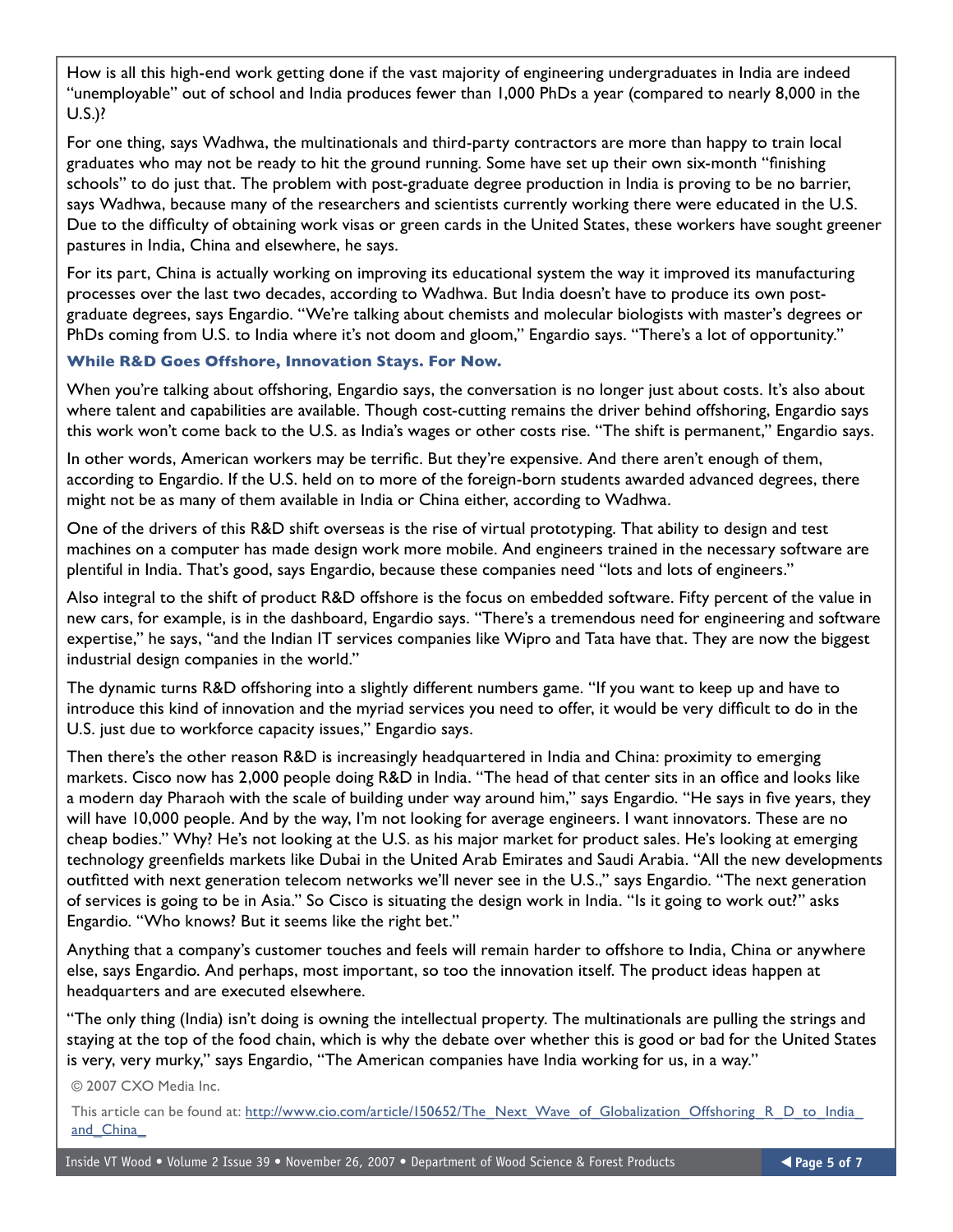How is all this high-end work getting done if the vast majority of engineering undergraduates in India are indeed "unemployable" out of school and India produces fewer than 1,000 PhDs a year (compared to nearly 8,000 in the U.S.)?

For one thing, says Wadhwa, the multinationals and third-party contractors are more than happy to train local graduates who may not be ready to hit the ground running. Some have set up their own six-month "finishing schools" to do just that. The problem with post-graduate degree production in India is proving to be no barrier, says Wadhwa, because many of the researchers and scientists currently working there were educated in the U.S. Due to the difficulty of obtaining work visas or green cards in the United States, these workers have sought greener pastures in India, China and elsewhere, he says.

For its part, China is actually working on improving its educational system the way it improved its manufacturing processes over the last two decades, according to Wadhwa. But India doesn't have to produce its own post-graduate degrees, says Engardio. "We're talking about chemists and molecular biologists with master's degrees or PhDs coming from U.S. to India where it's not doom and gloom," Engardio says. "There's a lot of opportunity."

### While R&D Goes Offshore, Innovation Stays. For Now.

When you're talking about offshoring, Engardio says, the conversation is no longer just about costs. It's also about where talent and capabilities are available. Though cost-cutting remains the driver behind offshoring, Engardio says this work won't come back to the U.S. as India's wages or other costs rise. "The shift is permanent," Engardio says.

In other words, American workers may be terrific. But they're expensive. And there aren't enough of them, according to Engardio. If the U.S. held on to more of the foreign-born students awarded advanced degrees, there might not be as many of them available in India or China either, according to Wadhwa.

One of the drivers of this R&D shift overseas is the rise of virtual prototyping. That ability to design and test machines on a computer has made design work more mobile. And engineers trained in the necessary software are plentiful in India. That's good, says Engardio, because these companies need "lots and lots of engineers."

Also integral to the shift of product R&D offshore is the focus on embedded software. Fifty percent of the value in new cars, for example, is in the dashboard, Engardio says. "There's a tremendous need for engineering and software expertise," he says, "and the Indian IT services companies like Wipro and Tata have that. They are now the biggest industrial design companies in the world."

The dynamic turns R&D offshoring into a slightly different numbers game. "If you want to keep up and have to introduce this kind of innovation and the myriad services you need to offer, it would be very difficult to do in the U.S. just due to workforce capacity issues," Engardio says.

Then there's the other reason R&D is increasingly headquartered in India and China: proximity to emerging markets. Cisco now has 2,000 people doing R&D in India. "The head of that center sits in an office and looks like a modern day Pharaoh with the scale of building under way around him," says Engardio. "He says in five years, they will have 10,000 people. And by the way, I'm not looking for average engineers. I want innovators. These are no cheap bodies." Why? He's not looking at the U.S. as his major market for product sales. He's looking at emerging technology greenfields markets like Dubai in the United Arab Emirates and Saudi Arabia. "All the new developments outfitted with next generation telecom networks we'll never see in the U.S.," says Engardio. "The next generation of services is going to be in Asia." So Cisco is situating the design work in India. "Is it going to work out?" asks Engardio. "Who knows? But it seems like the right bet."

Anything that a company's customer touches and feels will remain harder to offshore to India, China or anywhere else, says Engardio. And perhaps, most important, so too the innovation itself. The product ideas happen at headquarters and are executed elsewhere.

"The only thing (India) isn't doing is owning the intellectual property. The multinationals are pulling the strings and staying at the top of the food chain, which is why the debate over whether this is good or bad for the United States is very, very murky," says Engardio, "The American companies have India working for us, in a way."

© 2007 CXO Media Inc.

This article can be found at: http://www.cio.com/article/150652/The_Next_Wave_of_Globalization_Offshoring_R_D_to_India_and_China_